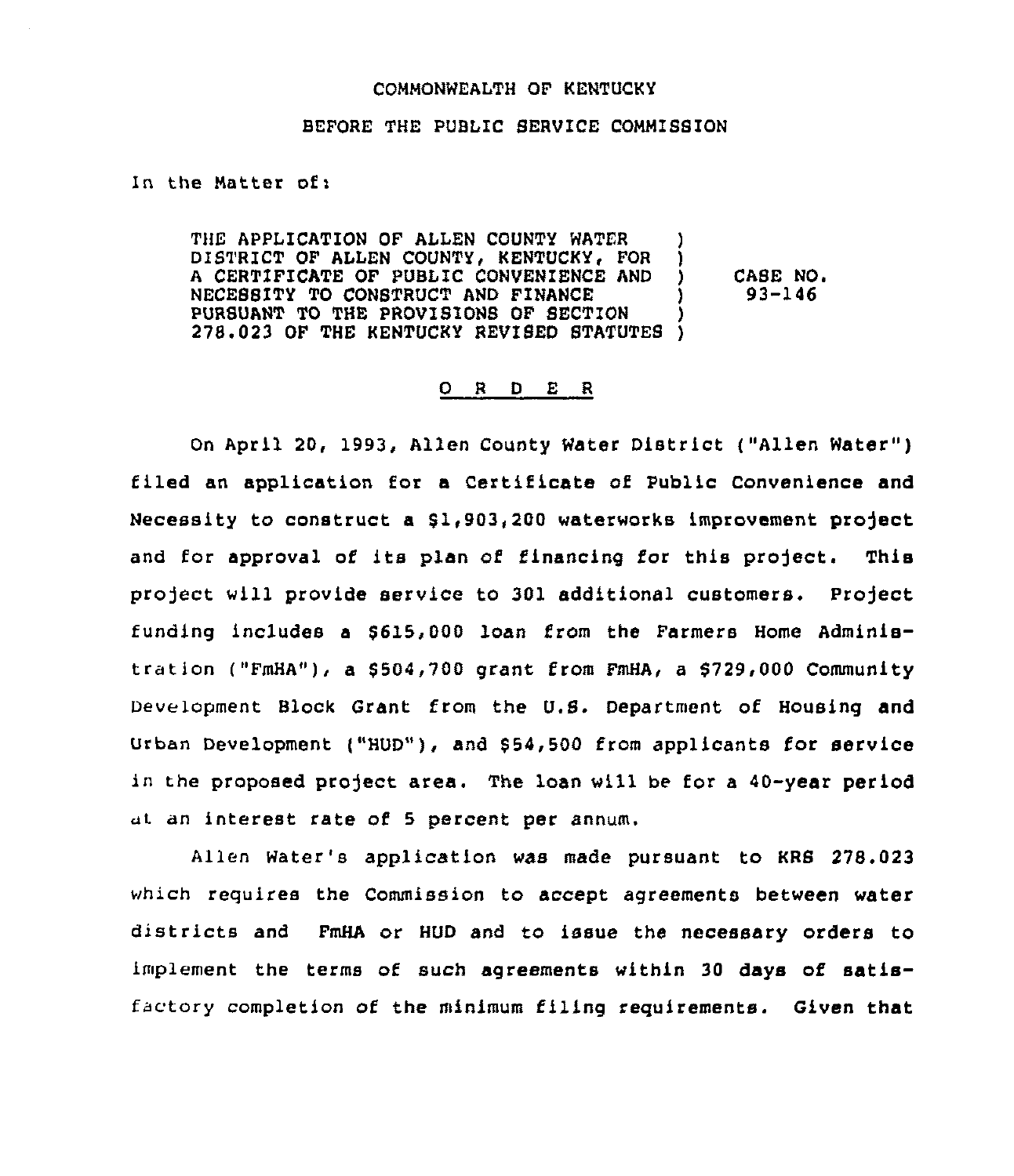COMMONWEALTH OF KENTUCKY

BEFORE THE PUBLIC SERVICE COMMISSION

In the Matter of:

| | |
|---|---|
| THE APPLICATION OF ALLEN COUNTY WATER DISTRICT OF ALLEN COUNTY, KENTUCKY, FOR A CERTIFICATE OF PUBLIC CONVENIENCE AND NECESSITY TO CONSTRUCT AND FINANCE PURSUANT TO THE PROVISIONS OF SECTION 278.023 OF THE KENTUCKY REVISED STATUTES | CASE NO. 93-146 |

## O R D E R

On April 20, 1993, Allen County Water District ("Allen Water") filed an application for a Certificate of Public Convenience and Necessity to construct a $1,903,200 waterworks improvement project and for approval of its plan of financing for this project. This project will provide service to 301 additional customers. Project funding includes a $615,000 loan from the Farmers Home Administration ("FmHA"), a $504,700 grant from FmHA, a $729,000 Community Development Block Grant from the U.S. Department of Housing and Urban Development ("HUD"), and $54,500 from applicants for service in the proposed project area. The loan will be for a 40-year period at an interest rate of 5 percent per annum.

Allen Water's application was made pursuant to KRS 278.023 which requires the Commission to accept agreements between water districts and FmHA or HUD and to issue the necessary orders to implement the terms of such agreements within 30 days of satisfactory completion of the minimum filing requirements. Given that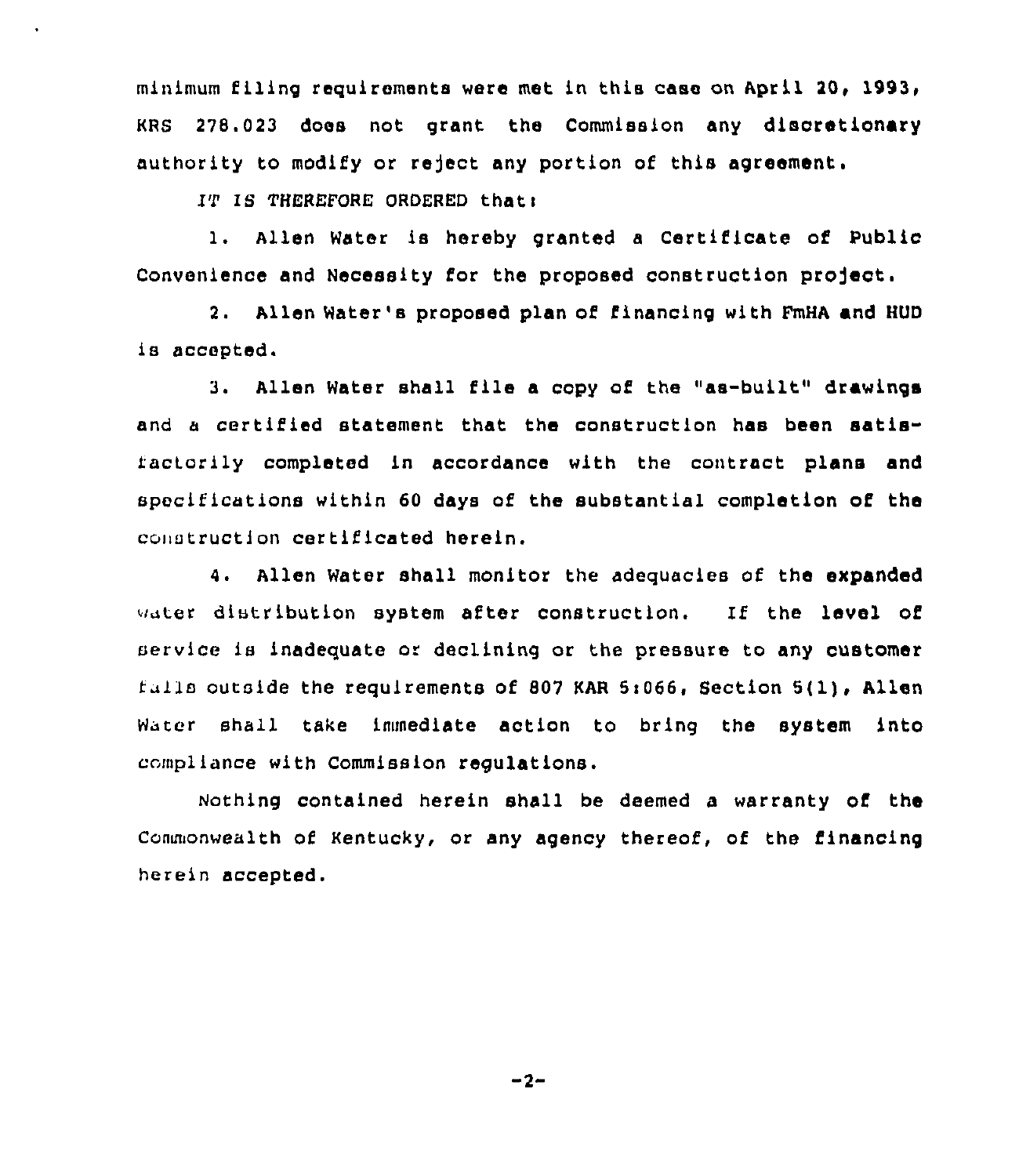minimum filing requirements were met in this case on April 20, 1993, KRS 278.023 does not grant the Commission any discretionary authority to modify or reject any portion of this agreement.

*IT IS THEREFORE ORDERED* that:

1. Allen Water is hereby granted a Certificate of Public Convenience and Necessity for the proposed construction project.

2. Allen Water's proposed plan of financing with FmHA and HUD is accepted.

3. Allen Water shall file a copy of the "as-built" drawings and a certified statement that the construction has been satisfactorily completed in accordance with the contract plans and specifications within 60 days of the substantial completion of the construction certificated herein.

4. Allen Water shall monitor the adequacies of the expanded water distribution system after construction. If the level of service is inadequate or declining or the pressure to any customer falls outside the requirements of 807 KAR 5:066, Section 5(1), Allen Water shall take immediate action to bring the system into compliance with Commission regulations.

Nothing contained herein shall be deemed a warranty of the Commonwealth of Kentucky, or any agency thereof, of the financing herein accepted.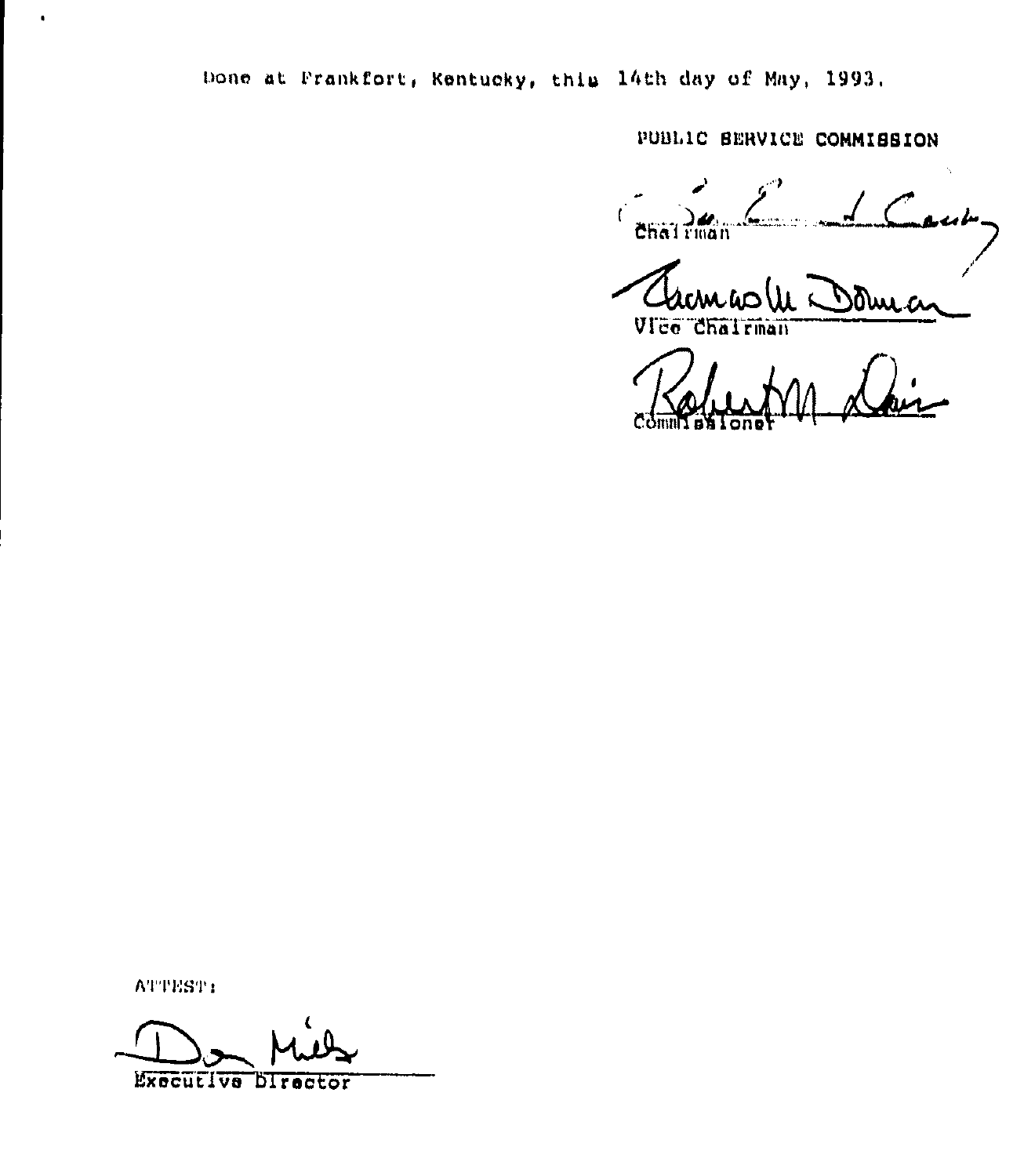Done at Frankfort, Kentucky, this 14th day of May, 1993.

PUBLIC SERVICE COMMISSION

Chairman

Vice Chairman

Commissioner

ATTEST:

Executive Director